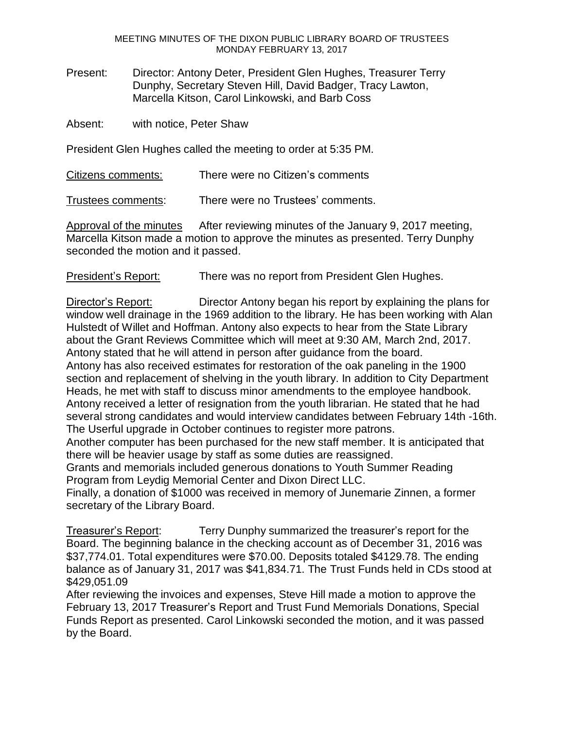MEETING MINUTES OF THE DIXON PUBLIC LIBRARY BOARD OF TRUSTEES
MONDAY FEBRUARY 13, 2017

Present: Director: Antony Deter, President Glen Hughes, Treasurer Terry Dunphy, Secretary Steven Hill, David Badger, Tracy Lawton, Marcella Kitson, Carol Linkowski, and Barb Coss

Absent: with notice, Peter Shaw

President Glen Hughes called the meeting to order at 5:35 PM.

Citizens comments: There were no Citizen's comments

Trustees comments: There were no Trustees' comments.

Approval of the minutes After reviewing minutes of the January 9, 2017 meeting, Marcella Kitson made a motion to approve the minutes as presented. Terry Dunphy seconded the motion and it passed.

President's Report: There was no report from President Glen Hughes.

Director's Report: Director Antony began his report by explaining the plans for window well drainage in the 1969 addition to the library. He has been working with Alan Hulstedt of Willet and Hoffman. Antony also expects to hear from the State Library about the Grant Reviews Committee which will meet at 9:30 AM, March 2nd, 2017. Antony stated that he will attend in person after guidance from the board.
Antony has also received estimates for restoration of the oak paneling in the 1900 section and replacement of shelving in the youth library. In addition to City Department Heads, he met with staff to discuss minor amendments to the employee handbook. Antony received a letter of resignation from the youth librarian. He stated that he had several strong candidates and would interview candidates between February 14th -16th. The Userful upgrade in October continues to register more patrons.
Another computer has been purchased for the new staff member. It is anticipated that there will be heavier usage by staff as some duties are reassigned.
Grants and memorials included generous donations to Youth Summer Reading Program from Leydig Memorial Center and Dixon Direct LLC.
Finally, a donation of $1000 was received in memory of Junemarie Zinnen, a former secretary of the Library Board.

Treasurer's Report: Terry Dunphy summarized the treasurer's report for the Board. The beginning balance in the checking account as of December 31, 2016 was $37,774.01. Total expenditures were $70.00. Deposits totaled $4129.78. The ending balance as of January 31, 2017 was $41,834.71. The Trust Funds held in CDs stood at $429,051.09
After reviewing the invoices and expenses, Steve Hill made a motion to approve the February 13, 2017 Treasurer's Report and Trust Fund Memorials Donations, Special Funds Report as presented. Carol Linkowski seconded the motion, and it was passed by the Board.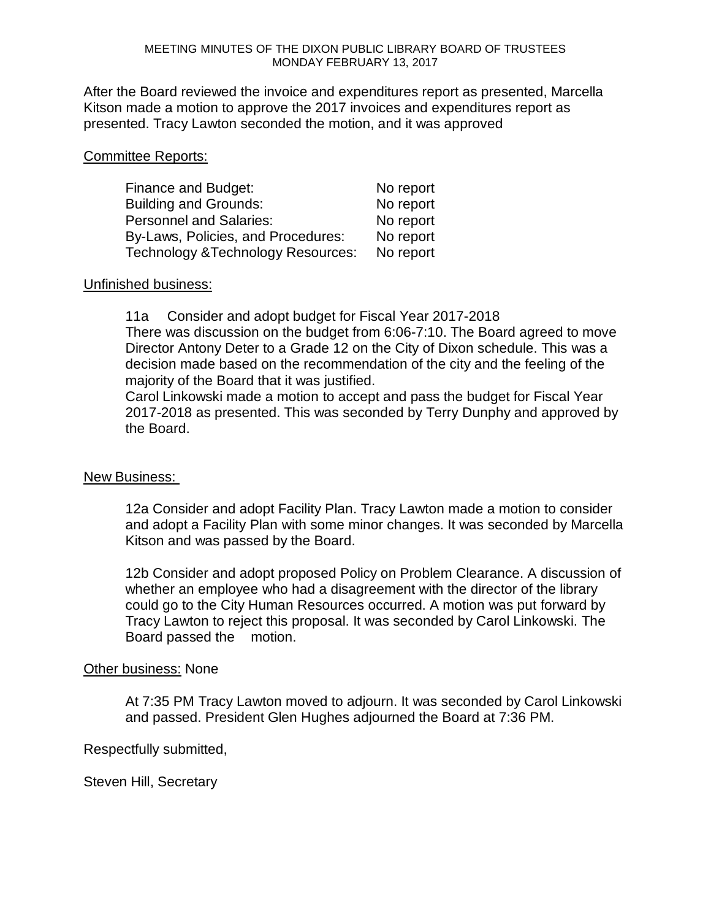After the Board reviewed the invoice and expenditures report as presented, Marcella Kitson made a motion to approve the 2017 invoices and expenditures report as presented. Tracy Lawton seconded the motion, and it was approved

Committee Reports:

| | |
|---|---|
| Finance and Budget: | No report |
| Building and Grounds: | No report |
| Personnel and Salaries: | No report |
| By-Laws, Policies, and Procedures: | No report |
| Technology &Technology Resources: | No report |

Unfinished business:

11a Consider and adopt budget for Fiscal Year 2017-2018
There was discussion on the budget from 6:06-7:10. The Board agreed to move Director Antony Deter to a Grade 12 on the City of Dixon schedule. This was a decision made based on the recommendation of the city and the feeling of the majority of the Board that it was justified.
Carol Linkowski made a motion to accept and pass the budget for Fiscal Year 2017-2018 as presented. This was seconded by Terry Dunphy and approved by the Board.

New Business:

12a Consider and adopt Facility Plan. Tracy Lawton made a motion to consider and adopt a Facility Plan with some minor changes. It was seconded by Marcella Kitson and was passed by the Board.

12b Consider and adopt proposed Policy on Problem Clearance. A discussion of whether an employee who had a disagreement with the director of the library could go to the City Human Resources occurred. A motion was put forward by Tracy Lawton to reject this proposal. It was seconded by Carol Linkowski. The Board passed the motion.

Other business: None

At 7:35 PM Tracy Lawton moved to adjourn. It was seconded by Carol Linkowski and passed. President Glen Hughes adjourned the Board at 7:36 PM.

Respectfully submitted,

Steven Hill, Secretary